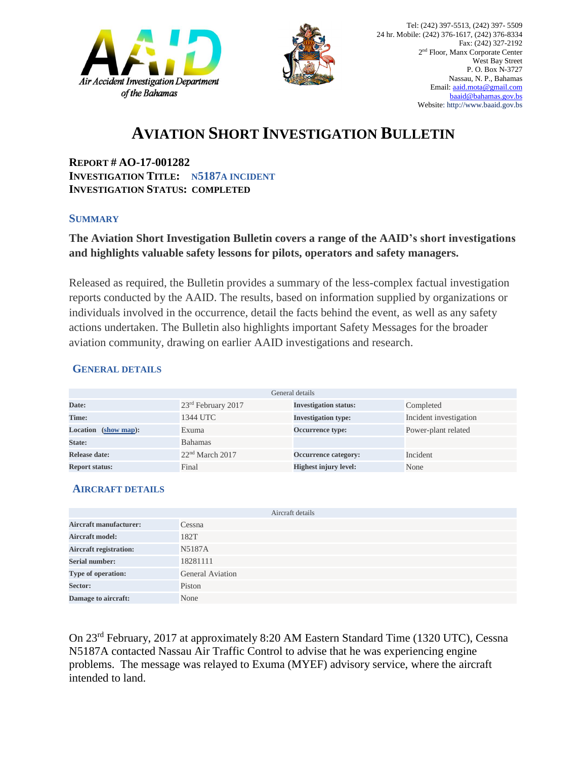Air Accident Investigation Department of the Bahamas

Tel: (242) 397-5513, (242) 397- 5509
24 hr. Mobile: (242) 376-1617, (242) 376-8334
Fax: (242) 327-2192
2nd Floor, Manx Corporate Center
West Bay Street
P. O. Box N-3727
Nassau, N. P., Bahamas
Email: aaid.mota@gmail.com
baaid@bahamas.gov.bs
Website: http://www.baaid.gov.bs

# AVIATION SHORT INVESTIGATION BULLETIN

**REPORT # AO-17-001282**
**INVESTIGATION TITLE:** **N5187A INCIDENT**
**INVESTIGATION STATUS: COMPLETED**

## SUMMARY

**The Aviation Short Investigation Bulletin covers a range of the AAID's short investigations and highlights valuable safety lessons for pilots, operators and safety managers.**

Released as required, the Bulletin provides a summary of the less-complex factual investigation reports conducted by the AAID. The results, based on information supplied by organizations or individuals involved in the occurrence, detail the facts behind the event, as well as any safety actions undertaken. The Bulletin also highlights important Safety Messages for the broader aviation community, drawing on earlier AAID investigations and research.

## GENERAL DETAILS

| General details | | | |
|---|---|---|---|
| **Date:** | 23rd February 2017 | **Investigation status:** | Completed |
| **Time:** | 1344 UTC | **Investigation type:** | Incident investigation |
| **Location (show map):** | Exuma | **Occurrence type:** | Power-plant related |
| **State:** | Bahamas | | |
| **Release date:** | 22nd March 2017 | **Occurrence category:** | Incident |
| **Report status:** | Final | **Highest injury level:** | None |

## AIRCRAFT DETAILS

| Aircraft details | |
|---|---|
| **Aircraft manufacturer:** | Cessna |
| **Aircraft model:** | 182T |
| **Aircraft registration:** | N5187A |
| **Serial number:** | 18281111 |
| **Type of operation:** | General Aviation |
| **Sector:** | Piston |
| **Damage to aircraft:** | None |

On 23rd February, 2017 at approximately 8:20 AM Eastern Standard Time (1320 UTC), Cessna N5187A contacted Nassau Air Traffic Control to advise that he was experiencing engine problems. The message was relayed to Exuma (MYEF) advisory service, where the aircraft intended to land.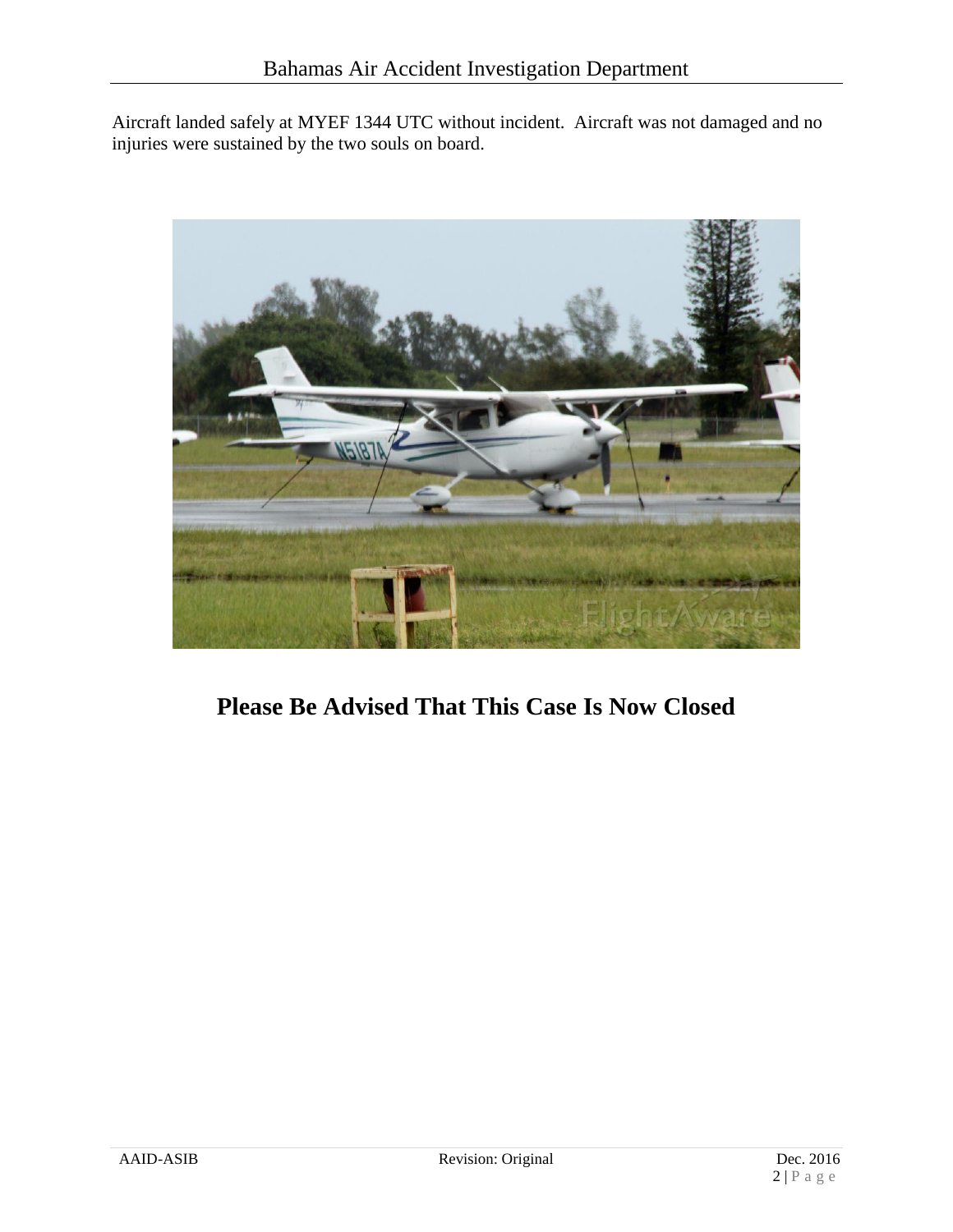Aircraft landed safely at MYEF 1344 UTC without incident. Aircraft was not damaged and no injuries were sustained by the two souls on board.

**Please Be Advised That This Case Is Now Closed**